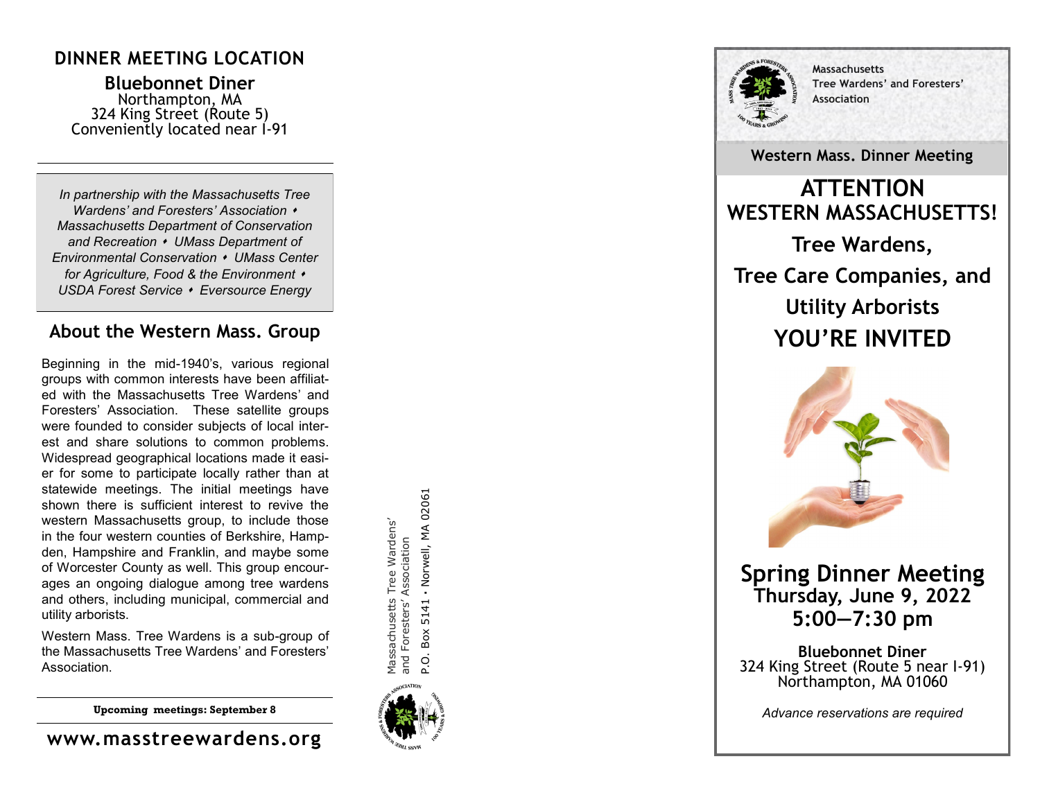## DINNER MEETING LOCATION

**Bluebonnet Diner**
Northampton, MA
324 King Street (Route 5)
Conveniently located near I-91

---

*In partnership with the Massachusetts Tree Wardens' and Foresters' Association ⬩ Massachusetts Department of Conservation and Recreation ⬩ UMass Department of Environmental Conservation ⬩ UMass Center for Agriculture, Food & the Environment ⬩ USDA Forest Service ⬩ Eversource Energy*

## About the Western Mass. Group

Beginning in the mid-1940's, various regional groups with common interests have been affiliated with the Massachusetts Tree Wardens' and Foresters' Association. These satellite groups were founded to consider subjects of local interest and share solutions to common problems. Widespread geographical locations made it easier for some to participate locally rather than at statewide meetings. The initial meetings have shown there is sufficient interest to revive the western Massachusetts group, to include those in the four western counties of Berkshire, Hampden, Hampshire and Franklin, and maybe some of Worcester County as well. This group encourages an ongoing dialogue among tree wardens and others, including municipal, commercial and utility arborists.

Western Mass. Tree Wardens is a sub-group of the Massachusetts Tree Wardens' and Foresters' Association.

---

**Upcoming meetings: September 8**

---

**www.masstreewardens.org**

Massachusetts Tree Wardens' and Foresters' Association
P.O. Box 5141 • Norwell, MA 02061

---

**Massachusetts Tree Wardens' and Foresters' Association**

**Western Mass. Dinner Meeting**

# ATTENTION WESTERN MASSACHUSETTS!

## Tree Wardens,

## Tree Care Companies, and

## Utility Arborists

# YOU'RE INVITED

## Spring Dinner Meeting

### Thursday, June 9, 2022
### 5:00—7:30 pm

**Bluebonnet Diner**
324 King Street (Route 5 near I-91)
Northampton, MA 01060

*Advance reservations are required*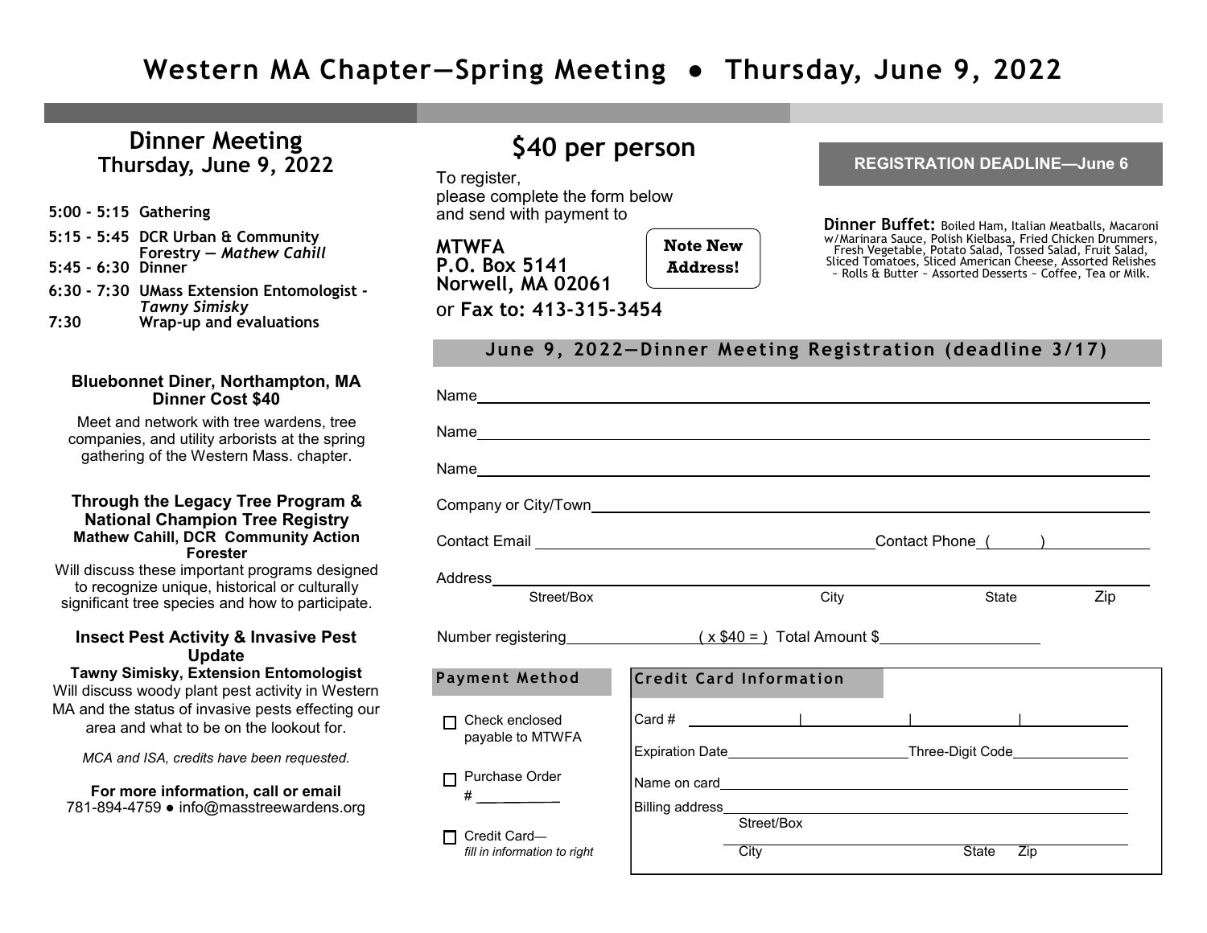# Western MA Chapter—Spring Meeting ● Thursday, June 9, 2022

## Dinner Meeting
### Thursday, June 9, 2022

**5:00 - 5:15** Gathering
**5:15 - 5:45** DCR Urban & Community Forestry — *Mathew Cahill*
**5:45 - 6:30** Dinner
**6:30 - 7:30** UMass Extension Entomologist - *Tawny Simisky*
**7:30** Wrap-up and evaluations

**Bluebonnet Diner, Northampton, MA**
**Dinner Cost $40**

Meet and network with tree wardens, tree companies, and utility arborists at the spring gathering of the Western Mass. chapter.

**Through the Legacy Tree Program & National Champion Tree Registry**
**Mathew Cahill, DCR Community Action Forester**
Will discuss these important programs designed to recognize unique, historical or culturally significant tree species and how to participate.

**Insect Pest Activity & Invasive Pest Update**
**Tawny Simisky, Extension Entomologist**
Will discuss woody plant pest activity in Western MA and the status of invasive pests effecting our area and what to be on the lookout for.

*MCA and ISA, credits have been requested.*

**For more information, call or email**
781-894-4759 ● info@masstreewardens.org

## $40 per person

To register, please complete the form below and send with payment to

**MTWFA**
**P.O. Box 5141**
**Norwell, MA 02061**

**Note New Address!**

or **Fax to: 413-315-3454**

**REGISTRATION DEADLINE—June 6**

**Dinner Buffet:** Boiled Ham, Italian Meatballs, Macaroni w/Marinara Sauce, Polish Kielbasa, Fried Chicken Drummers, Fresh Vegetable, Potato Salad, Tossed Salad, Fruit Salad, Sliced Tomatoes, Sliced American Cheese, Assorted Relishes ~ Rolls & Butter ~ Assorted Desserts ~ Coffee, Tea or Milk.

### June 9, 2022—Dinner Meeting Registration (deadline 3/17)

Name ____________________

Name ____________________

Name ____________________

Company or City/Town ____________________

Contact Email ____________________ Contact Phone ( ) ____________________

Address ____________________
Street/Box City State Zip

Number registering __________ ( x $40 = ) Total Amount $ __________

**Payment Method**

- ☐ Check enclosed payable to MTWFA
- ☐ Purchase Order # __________
- ☐ Credit Card—*fill in information to right*

**Credit Card Information**

Card # ______ | ______ | ______ | ______

Expiration Date __________ Three-Digit Code __________

Name on card ____________________

Billing address ____________________
Street/Box
City State Zip